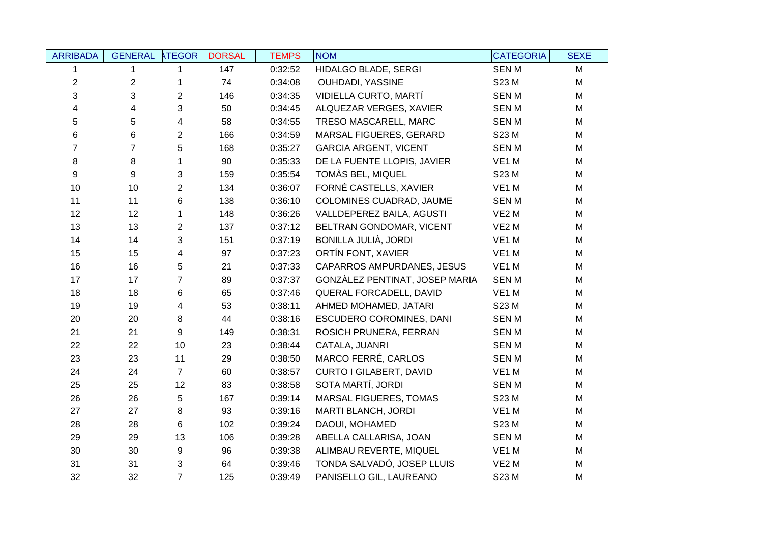| ARRIBADA | GENERAL | ATEGOR | DORSAL | TEMPS | NOM | CATEGORIA | SEXE |
|---|---|---|---|---|---|---|---|
| 1 | 1 | 1 | 147 | 0:32:52 | HIDALGO BLADE, SERGI | SEN M | M |
| 2 | 2 | 1 | 74 | 0:34:08 | OUHDADI, YASSINE | S23 M | M |
| 3 | 3 | 2 | 146 | 0:34:35 | VIDIELLA CURTO, MARTÍ | SEN M | M |
| 4 | 4 | 3 | 50 | 0:34:45 | ALQUEZAR VERGES, XAVIER | SEN M | M |
| 5 | 5 | 4 | 58 | 0:34:55 | TRESO MASCARELL, MARC | SEN M | M |
| 6 | 6 | 2 | 166 | 0:34:59 | MARSAL FIGUERES, GERARD | S23 M | M |
| 7 | 7 | 5 | 168 | 0:35:27 | GARCIA ARGENT, VICENT | SEN M | M |
| 8 | 8 | 1 | 90 | 0:35:33 | DE LA FUENTE LLOPIS, JAVIER | VE1 M | M |
| 9 | 9 | 3 | 159 | 0:35:54 | TOMÀS BEL, MIQUEL | S23 M | M |
| 10 | 10 | 2 | 134 | 0:36:07 | FORNÉ CASTELLS, XAVIER | VE1 M | M |
| 11 | 11 | 6 | 138 | 0:36:10 | COLOMINES CUADRAD, JAUME | SEN M | M |
| 12 | 12 | 1 | 148 | 0:36:26 | VALLDEPEREZ BAILA, AGUSTI | VE2 M | M |
| 13 | 13 | 2 | 137 | 0:37:12 | BELTRAN GONDOMAR, VICENT | VE2 M | M |
| 14 | 14 | 3 | 151 | 0:37:19 | BONILLA JULIÀ, JORDI | VE1 M | M |
| 15 | 15 | 4 | 97 | 0:37:23 | ORTÍN FONT, XAVIER | VE1 M | M |
| 16 | 16 | 5 | 21 | 0:37:33 | CAPARROS AMPURDANES, JESUS | VE1 M | M |
| 17 | 17 | 7 | 89 | 0:37:37 | GONZÀLEZ PENTINAT, JOSEP MARIA | SEN M | M |
| 18 | 18 | 6 | 65 | 0:37:46 | QUERAL FORCADELL, DAVID | VE1 M | M |
| 19 | 19 | 4 | 53 | 0:38:11 | AHMED MOHAMED, JATARI | S23 M | M |
| 20 | 20 | 8 | 44 | 0:38:16 | ESCUDERO COROMINES, DANI | SEN M | M |
| 21 | 21 | 9 | 149 | 0:38:31 | ROSICH PRUNERA, FERRAN | SEN M | M |
| 22 | 22 | 10 | 23 | 0:38:44 | CATALA, JUANRI | SEN M | M |
| 23 | 23 | 11 | 29 | 0:38:50 | MARCO FERRÉ, CARLOS | SEN M | M |
| 24 | 24 | 7 | 60 | 0:38:57 | CURTO I GILABERT, DAVID | VE1 M | M |
| 25 | 25 | 12 | 83 | 0:38:58 | SOTA MARTÍ, JORDI | SEN M | M |
| 26 | 26 | 5 | 167 | 0:39:14 | MARSAL FIGUERES, TOMAS | S23 M | M |
| 27 | 27 | 8 | 93 | 0:39:16 | MARTI BLANCH, JORDI | VE1 M | M |
| 28 | 28 | 6 | 102 | 0:39:24 | DAOUI, MOHAMED | S23 M | M |
| 29 | 29 | 13 | 106 | 0:39:28 | ABELLA CALLARISA, JOAN | SEN M | M |
| 30 | 30 | 9 | 96 | 0:39:38 | ALIMBAU REVERTE, MIQUEL | VE1 M | M |
| 31 | 31 | 3 | 64 | 0:39:46 | TONDA SALVADÓ, JOSEP LLUIS | VE2 M | M |
| 32 | 32 | 7 | 125 | 0:39:49 | PANISELLO GIL, LAUREANO | S23 M | M |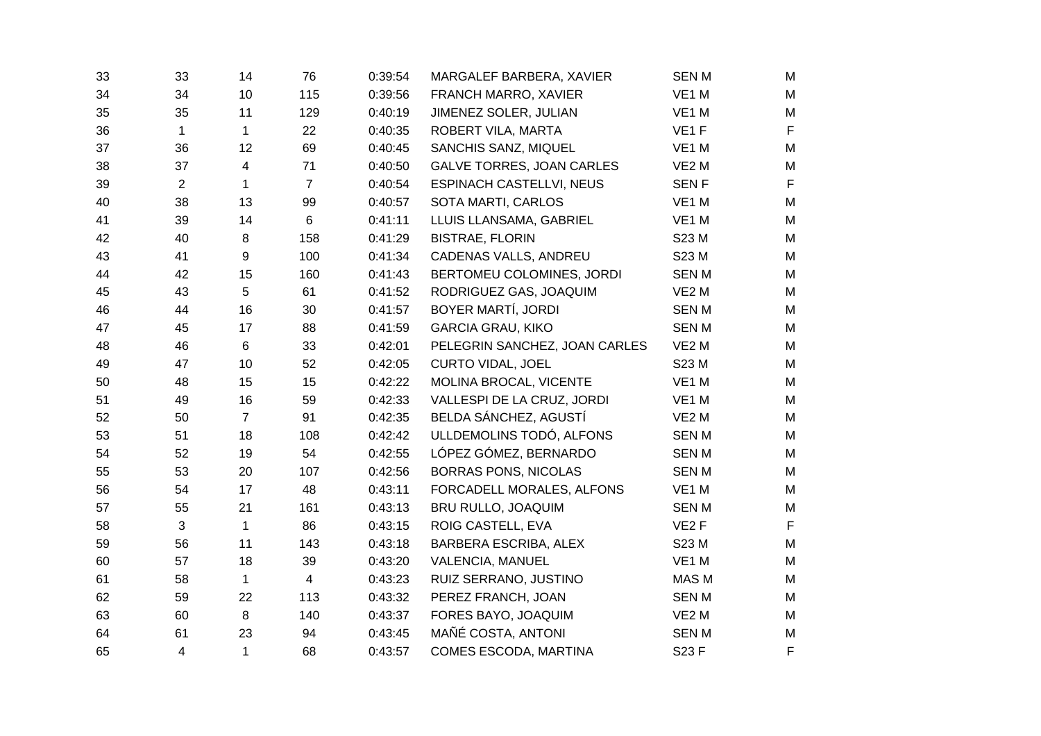| | | | | | | | |
|---|---|---|---|---|---|---|---|
| 33 | 33 | 14 | 76 | 0:39:54 | MARGALEF BARBERA, XAVIER | SEN M | M |
| 34 | 34 | 10 | 115 | 0:39:56 | FRANCH MARRO, XAVIER | VE1 M | M |
| 35 | 35 | 11 | 129 | 0:40:19 | JIMENEZ SOLER, JULIAN | VE1 M | M |
| 36 | 1 | 1 | 22 | 0:40:35 | ROBERT VILA, MARTA | VE1 F | F |
| 37 | 36 | 12 | 69 | 0:40:45 | SANCHIS SANZ, MIQUEL | VE1 M | M |
| 38 | 37 | 4 | 71 | 0:40:50 | GALVE TORRES, JOAN CARLES | VE2 M | M |
| 39 | 2 | 1 | 7 | 0:40:54 | ESPINACH CASTELLVI, NEUS | SEN F | F |
| 40 | 38 | 13 | 99 | 0:40:57 | SOTA MARTI, CARLOS | VE1 M | M |
| 41 | 39 | 14 | 6 | 0:41:11 | LLUIS LLANSAMA, GABRIEL | VE1 M | M |
| 42 | 40 | 8 | 158 | 0:41:29 | BISTRAE, FLORIN | S23 M | M |
| 43 | 41 | 9 | 100 | 0:41:34 | CADENAS VALLS, ANDREU | S23 M | M |
| 44 | 42 | 15 | 160 | 0:41:43 | BERTOMEU COLOMINES, JORDI | SEN M | M |
| 45 | 43 | 5 | 61 | 0:41:52 | RODRIGUEZ GAS, JOAQUIM | VE2 M | M |
| 46 | 44 | 16 | 30 | 0:41:57 | BOYER MARTÍ, JORDI | SEN M | M |
| 47 | 45 | 17 | 88 | 0:41:59 | GARCIA GRAU, KIKO | SEN M | M |
| 48 | 46 | 6 | 33 | 0:42:01 | PELEGRIN SANCHEZ, JOAN CARLES | VE2 M | M |
| 49 | 47 | 10 | 52 | 0:42:05 | CURTO VIDAL, JOEL | S23 M | M |
| 50 | 48 | 15 | 15 | 0:42:22 | MOLINA BROCAL, VICENTE | VE1 M | M |
| 51 | 49 | 16 | 59 | 0:42:33 | VALLESPI DE LA CRUZ, JORDI | VE1 M | M |
| 52 | 50 | 7 | 91 | 0:42:35 | BELDA SÁNCHEZ, AGUSTÍ | VE2 M | M |
| 53 | 51 | 18 | 108 | 0:42:42 | ULLDEMOLINS TODÓ, ALFONS | SEN M | M |
| 54 | 52 | 19 | 54 | 0:42:55 | LÓPEZ GÓMEZ, BERNARDO | SEN M | M |
| 55 | 53 | 20 | 107 | 0:42:56 | BORRAS PONS, NICOLAS | SEN M | M |
| 56 | 54 | 17 | 48 | 0:43:11 | FORCADELL MORALES, ALFONS | VE1 M | M |
| 57 | 55 | 21 | 161 | 0:43:13 | BRU RULLO, JOAQUIM | SEN M | M |
| 58 | 3 | 1 | 86 | 0:43:15 | ROIG CASTELL, EVA | VE2 F | F |
| 59 | 56 | 11 | 143 | 0:43:18 | BARBERA ESCRIBA, ALEX | S23 M | M |
| 60 | 57 | 18 | 39 | 0:43:20 | VALENCIA, MANUEL | VE1 M | M |
| 61 | 58 | 1 | 4 | 0:43:23 | RUIZ SERRANO, JUSTINO | MAS M | M |
| 62 | 59 | 22 | 113 | 0:43:32 | PEREZ FRANCH, JOAN | SEN M | M |
| 63 | 60 | 8 | 140 | 0:43:37 | FORES BAYO, JOAQUIM | VE2 M | M |
| 64 | 61 | 23 | 94 | 0:43:45 | MAÑÉ COSTA, ANTONI | SEN M | M |
| 65 | 4 | 1 | 68 | 0:43:57 | COMES ESCODA, MARTINA | S23 F | F |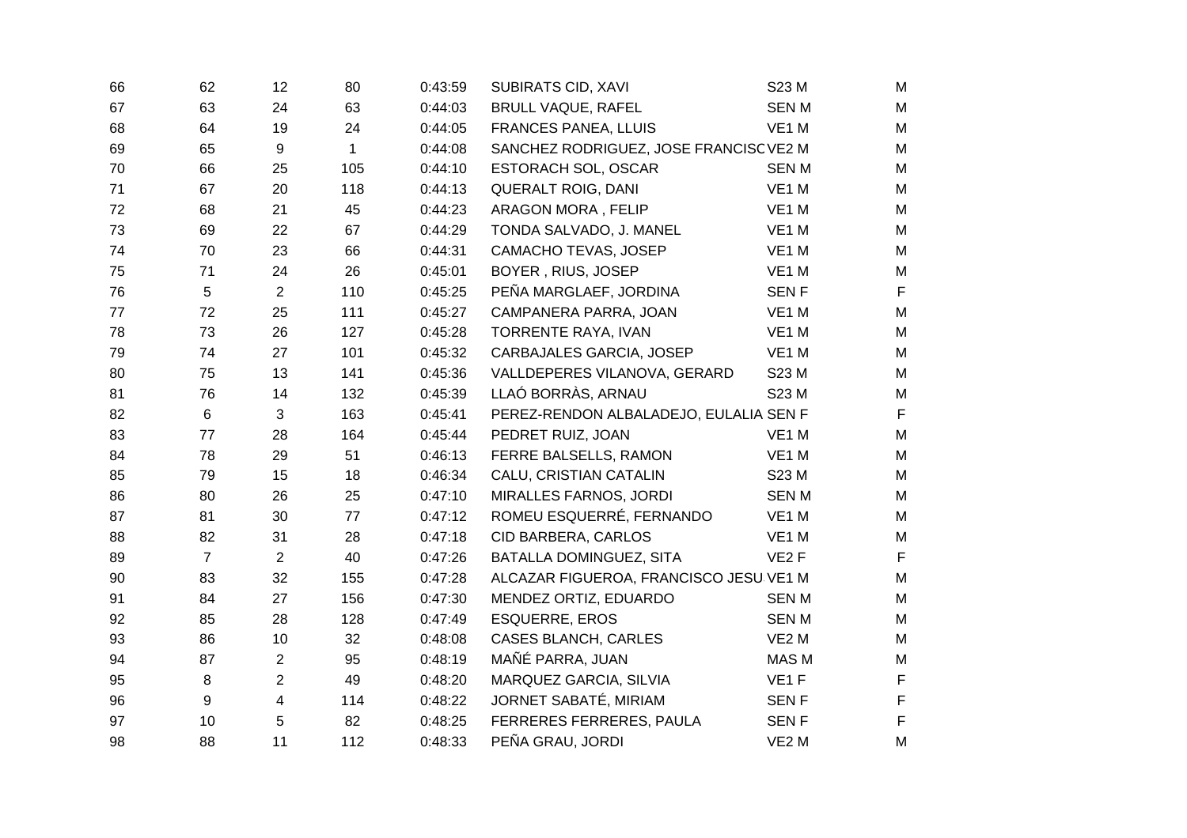| | | | | | | | |
|---|---|---|---|---|---|---|---|
| 66 | 62 | 12 | 80 | 0:43:59 | SUBIRATS CID, XAVI | S23 M | M |
| 67 | 63 | 24 | 63 | 0:44:03 | BRULL VAQUE, RAFEL | SEN M | M |
| 68 | 64 | 19 | 24 | 0:44:05 | FRANCES PANEA, LLUIS | VE1 M | M |
| 69 | 65 | 9 | 1 | 0:44:08 | SANCHEZ RODRIGUEZ, JOSE FRANCISC | VE2 M | M |
| 70 | 66 | 25 | 105 | 0:44:10 | ESTORACH SOL, OSCAR | SEN M | M |
| 71 | 67 | 20 | 118 | 0:44:13 | QUERALT ROIG, DANI | VE1 M | M |
| 72 | 68 | 21 | 45 | 0:44:23 | ARAGON MORA , FELIP | VE1 M | M |
| 73 | 69 | 22 | 67 | 0:44:29 | TONDA SALVADO, J. MANEL | VE1 M | M |
| 74 | 70 | 23 | 66 | 0:44:31 | CAMACHO TEVAS, JOSEP | VE1 M | M |
| 75 | 71 | 24 | 26 | 0:45:01 | BOYER , RIUS, JOSEP | VE1 M | M |
| 76 | 5 | 2 | 110 | 0:45:25 | PEÑA MARGLAEF, JORDINA | SEN F | F |
| 77 | 72 | 25 | 111 | 0:45:27 | CAMPANERA PARRA, JOAN | VE1 M | M |
| 78 | 73 | 26 | 127 | 0:45:28 | TORRENTE RAYA, IVAN | VE1 M | M |
| 79 | 74 | 27 | 101 | 0:45:32 | CARBAJALES GARCIA, JOSEP | VE1 M | M |
| 80 | 75 | 13 | 141 | 0:45:36 | VALLDEPERES VILANOVA, GERARD | S23 M | M |
| 81 | 76 | 14 | 132 | 0:45:39 | LLAÓ BORRÀS, ARNAU | S23 M | M |
| 82 | 6 | 3 | 163 | 0:45:41 | PEREZ-RENDON ALBALADEJO, EULALIA | SEN F | F |
| 83 | 77 | 28 | 164 | 0:45:44 | PEDRET RUIZ, JOAN | VE1 M | M |
| 84 | 78 | 29 | 51 | 0:46:13 | FERRE BALSELLS, RAMON | VE1 M | M |
| 85 | 79 | 15 | 18 | 0:46:34 | CALU, CRISTIAN CATALIN | S23 M | M |
| 86 | 80 | 26 | 25 | 0:47:10 | MIRALLES FARNOS, JORDI | SEN M | M |
| 87 | 81 | 30 | 77 | 0:47:12 | ROMEU ESQUERRÉ, FERNANDO | VE1 M | M |
| 88 | 82 | 31 | 28 | 0:47:18 | CID BARBERA, CARLOS | VE1 M | M |
| 89 | 7 | 2 | 40 | 0:47:26 | BATALLA DOMINGUEZ, SITA | VE2 F | F |
| 90 | 83 | 32 | 155 | 0:47:28 | ALCAZAR FIGUEROA, FRANCISCO JESU | VE1 M | M |
| 91 | 84 | 27 | 156 | 0:47:30 | MENDEZ ORTIZ, EDUARDO | SEN M | M |
| 92 | 85 | 28 | 128 | 0:47:49 | ESQUERRE, EROS | SEN M | M |
| 93 | 86 | 10 | 32 | 0:48:08 | CASES BLANCH, CARLES | VE2 M | M |
| 94 | 87 | 2 | 95 | 0:48:19 | MAÑÉ PARRA, JUAN | MAS M | M |
| 95 | 8 | 2 | 49 | 0:48:20 | MARQUEZ GARCIA, SILVIA | VE1 F | F |
| 96 | 9 | 4 | 114 | 0:48:22 | JORNET SABATÉ, MIRIAM | SEN F | F |
| 97 | 10 | 5 | 82 | 0:48:25 | FERRERES FERRERES, PAULA | SEN F | F |
| 98 | 88 | 11 | 112 | 0:48:33 | PEÑA GRAU, JORDI | VE2 M | M |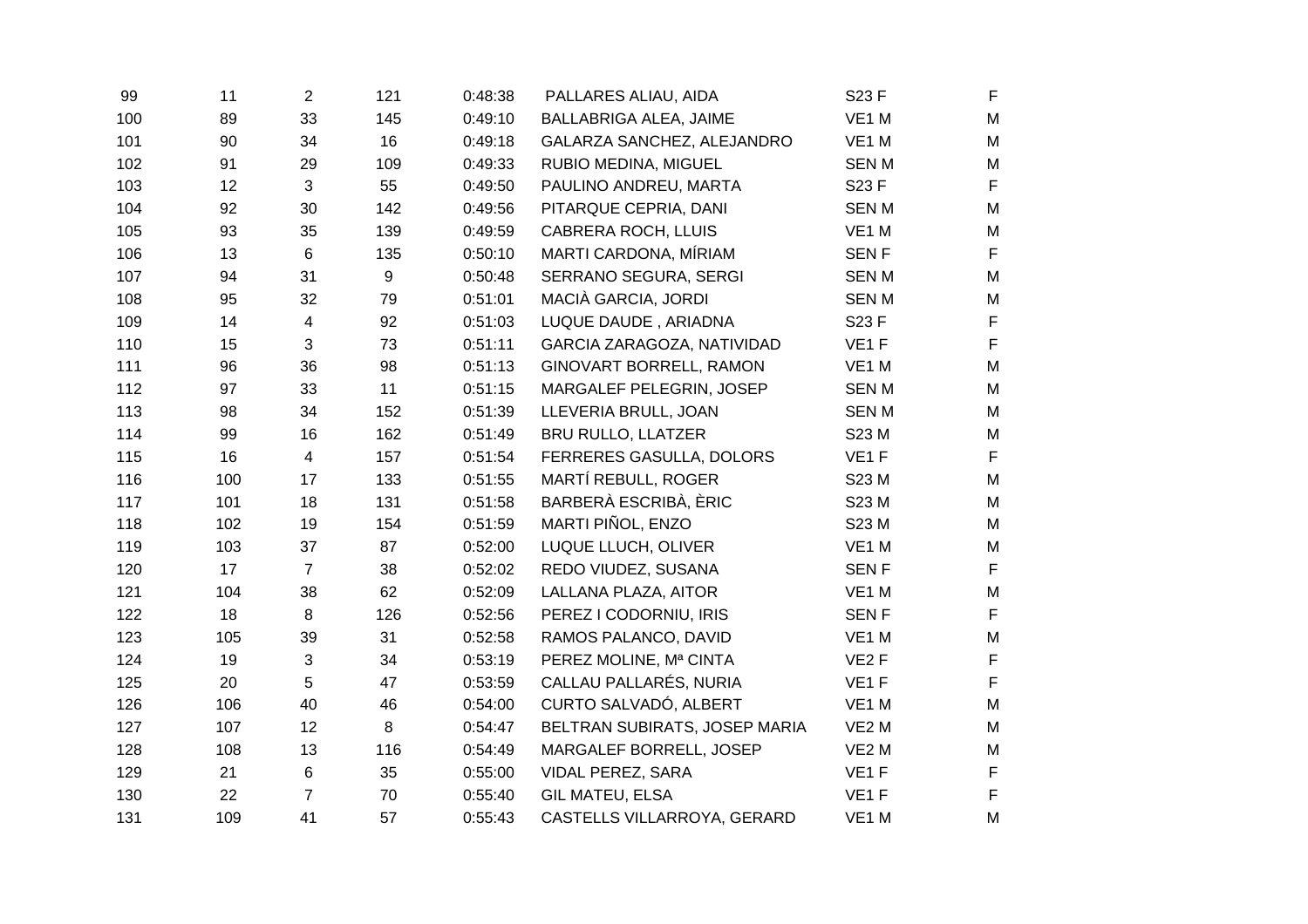| | | | | | | | |
|---|---|---|---|---|---|---|---|
| 99 | 11 | 2 | 121 | 0:48:38 | PALLARES ALIAU, AIDA | S23 F | F |
| 100 | 89 | 33 | 145 | 0:49:10 | BALLABRIGA ALEA, JAIME | VE1 M | M |
| 101 | 90 | 34 | 16 | 0:49:18 | GALARZA SANCHEZ, ALEJANDRO | VE1 M | M |
| 102 | 91 | 29 | 109 | 0:49:33 | RUBIO MEDINA, MIGUEL | SEN M | M |
| 103 | 12 | 3 | 55 | 0:49:50 | PAULINO ANDREU, MARTA | S23 F | F |
| 104 | 92 | 30 | 142 | 0:49:56 | PITARQUE CEPRIA, DANI | SEN M | M |
| 105 | 93 | 35 | 139 | 0:49:59 | CABRERA ROCH, LLUIS | VE1 M | M |
| 106 | 13 | 6 | 135 | 0:50:10 | MARTI CARDONA, MÍRIAM | SEN F | F |
| 107 | 94 | 31 | 9 | 0:50:48 | SERRANO SEGURA, SERGI | SEN M | M |
| 108 | 95 | 32 | 79 | 0:51:01 | MACIÀ GARCIA, JORDI | SEN M | M |
| 109 | 14 | 4 | 92 | 0:51:03 | LUQUE DAUDE , ARIADNA | S23 F | F |
| 110 | 15 | 3 | 73 | 0:51:11 | GARCIA ZARAGOZA, NATIVIDAD | VE1 F | F |
| 111 | 96 | 36 | 98 | 0:51:13 | GINOVART BORRELL, RAMON | VE1 M | M |
| 112 | 97 | 33 | 11 | 0:51:15 | MARGALEF PELEGRIN, JOSEP | SEN M | M |
| 113 | 98 | 34 | 152 | 0:51:39 | LLEVERIA BRULL, JOAN | SEN M | M |
| 114 | 99 | 16 | 162 | 0:51:49 | BRU RULLO, LLATZER | S23 M | M |
| 115 | 16 | 4 | 157 | 0:51:54 | FERRERES GASULLA, DOLORS | VE1 F | F |
| 116 | 100 | 17 | 133 | 0:51:55 | MARTÍ REBULL, ROGER | S23 M | M |
| 117 | 101 | 18 | 131 | 0:51:58 | BARBERÀ ESCRIBÀ, ÈRIC | S23 M | M |
| 118 | 102 | 19 | 154 | 0:51:59 | MARTI PIÑOL, ENZO | S23 M | M |
| 119 | 103 | 37 | 87 | 0:52:00 | LUQUE LLUCH, OLIVER | VE1 M | M |
| 120 | 17 | 7 | 38 | 0:52:02 | REDO VIUDEZ, SUSANA | SEN F | F |
| 121 | 104 | 38 | 62 | 0:52:09 | LALLANA PLAZA, AITOR | VE1 M | M |
| 122 | 18 | 8 | 126 | 0:52:56 | PEREZ I CODORNIU, IRIS | SEN F | F |
| 123 | 105 | 39 | 31 | 0:52:58 | RAMOS PALANCO, DAVID | VE1 M | M |
| 124 | 19 | 3 | 34 | 0:53:19 | PEREZ MOLINE, Mª CINTA | VE2 F | F |
| 125 | 20 | 5 | 47 | 0:53:59 | CALLAU PALLARÉS, NURIA | VE1 F | F |
| 126 | 106 | 40 | 46 | 0:54:00 | CURTO SALVADÓ, ALBERT | VE1 M | M |
| 127 | 107 | 12 | 8 | 0:54:47 | BELTRAN SUBIRATS, JOSEP MARIA | VE2 M | M |
| 128 | 108 | 13 | 116 | 0:54:49 | MARGALEF BORRELL, JOSEP | VE2 M | M |
| 129 | 21 | 6 | 35 | 0:55:00 | VIDAL PEREZ, SARA | VE1 F | F |
| 130 | 22 | 7 | 70 | 0:55:40 | GIL MATEU, ELSA | VE1 F | F |
| 131 | 109 | 41 | 57 | 0:55:43 | CASTELLS VILLARROYA, GERARD | VE1 M | M |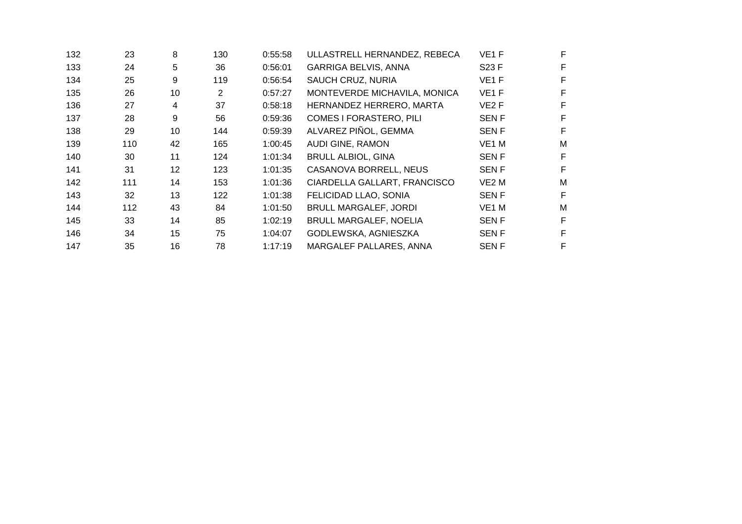| | | | | | | | |
|---|---|---|---|---|---|---|---|
| 132 | 23 | 8 | 130 | 0:55:58 | ULLASTRELL HERNANDEZ, REBECA | VE1 F | F |
| 133 | 24 | 5 | 36 | 0:56:01 | GARRIGA BELVIS, ANNA | S23 F | F |
| 134 | 25 | 9 | 119 | 0:56:54 | SAUCH CRUZ, NURIA | VE1 F | F |
| 135 | 26 | 10 | 2 | 0:57:27 | MONTEVERDE MICHAVILA, MONICA | VE1 F | F |
| 136 | 27 | 4 | 37 | 0:58:18 | HERNANDEZ HERRERO, MARTA | VE2 F | F |
| 137 | 28 | 9 | 56 | 0:59:36 | COMES I FORASTERO, PILI | SEN F | F |
| 138 | 29 | 10 | 144 | 0:59:39 | ALVAREZ PIÑOL, GEMMA | SEN F | F |
| 139 | 110 | 42 | 165 | 1:00:45 | AUDI GINE, RAMON | VE1 M | M |
| 140 | 30 | 11 | 124 | 1:01:34 | BRULL ALBIOL, GINA | SEN F | F |
| 141 | 31 | 12 | 123 | 1:01:35 | CASANOVA BORRELL, NEUS | SEN F | F |
| 142 | 111 | 14 | 153 | 1:01:36 | CIARDELLA GALLART, FRANCISCO | VE2 M | M |
| 143 | 32 | 13 | 122 | 1:01:38 | FELICIDAD LLAO, SONIA | SEN F | F |
| 144 | 112 | 43 | 84 | 1:01:50 | BRULL MARGALEF, JORDI | VE1 M | M |
| 145 | 33 | 14 | 85 | 1:02:19 | BRULL MARGALEF, NOELIA | SEN F | F |
| 146 | 34 | 15 | 75 | 1:04:07 | GODLEWSKA, AGNIESZKA | SEN F | F |
| 147 | 35 | 16 | 78 | 1:17:19 | MARGALEF PALLARES, ANNA | SEN F | F |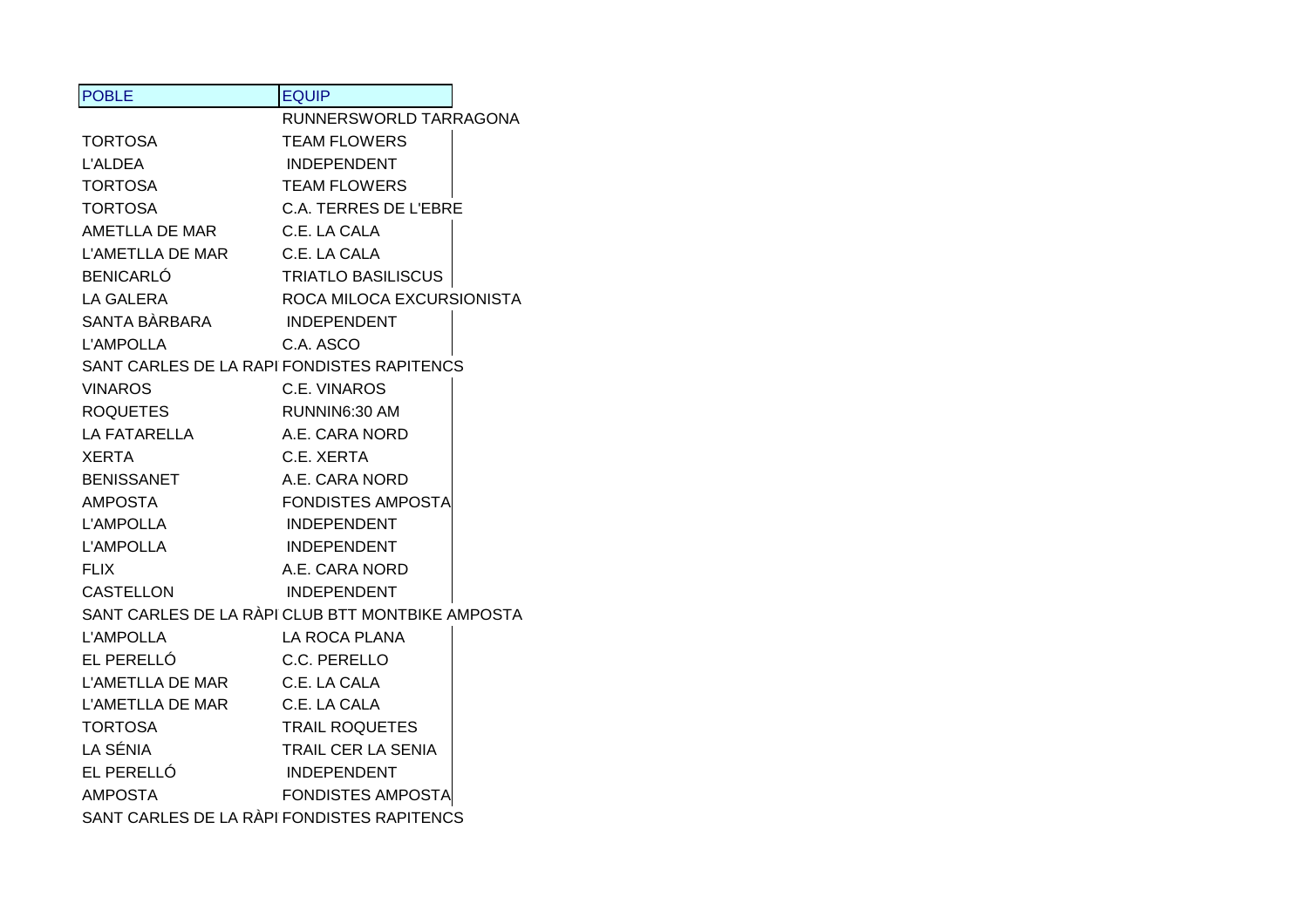| POBLE | EQUIP |
|---|---|
| | RUNNERSWORLD TARRAGONA |
| TORTOSA | TEAM FLOWERS |
| L'ALDEA | INDEPENDENT |
| TORTOSA | TEAM FLOWERS |
| TORTOSA | C.A. TERRES DE L'EBRE |
| AMETLLA DE MAR | C.E. LA CALA |
| L'AMETLLA DE MAR | C.E. LA CALA |
| BENICARLÓ | TRIATLO BASILISCUS |
| LA GALERA | ROCA MILOCA EXCURSIONISTA |
| SANTA BÀRBARA | INDEPENDENT |
| L'AMPOLLA | C.A. ASCO |
| SANT CARLES DE LA RAPI | FONDISTES RAPITENCS |
| VINAROS | C.E. VINAROS |
| ROQUETES | RUNNIN6:30 AM |
| LA FATARELLA | A.E. CARA NORD |
| XERTA | C.E. XERTA |
| BENISSANET | A.E. CARA NORD |
| AMPOSTA | FONDISTES AMPOSTA |
| L'AMPOLLA | INDEPENDENT |
| L'AMPOLLA | INDEPENDENT |
| FLIX | A.E. CARA NORD |
| CASTELLON | INDEPENDENT |
| SANT CARLES DE LA RÀPI | CLUB BTT MONTBIKE AMPOSTA |
| L'AMPOLLA | LA ROCA PLANA |
| EL PERELLÓ | C.C. PERELLO |
| L'AMETLLA DE MAR | C.E. LA CALA |
| L'AMETLLA DE MAR | C.E. LA CALA |
| TORTOSA | TRAIL ROQUETES |
| LA SÉNIA | TRAIL CER LA SENIA |
| EL PERELLÓ | INDEPENDENT |
| AMPOSTA | FONDISTES AMPOSTA |
| SANT CARLES DE LA RÀPI | FONDISTES RAPITENCS |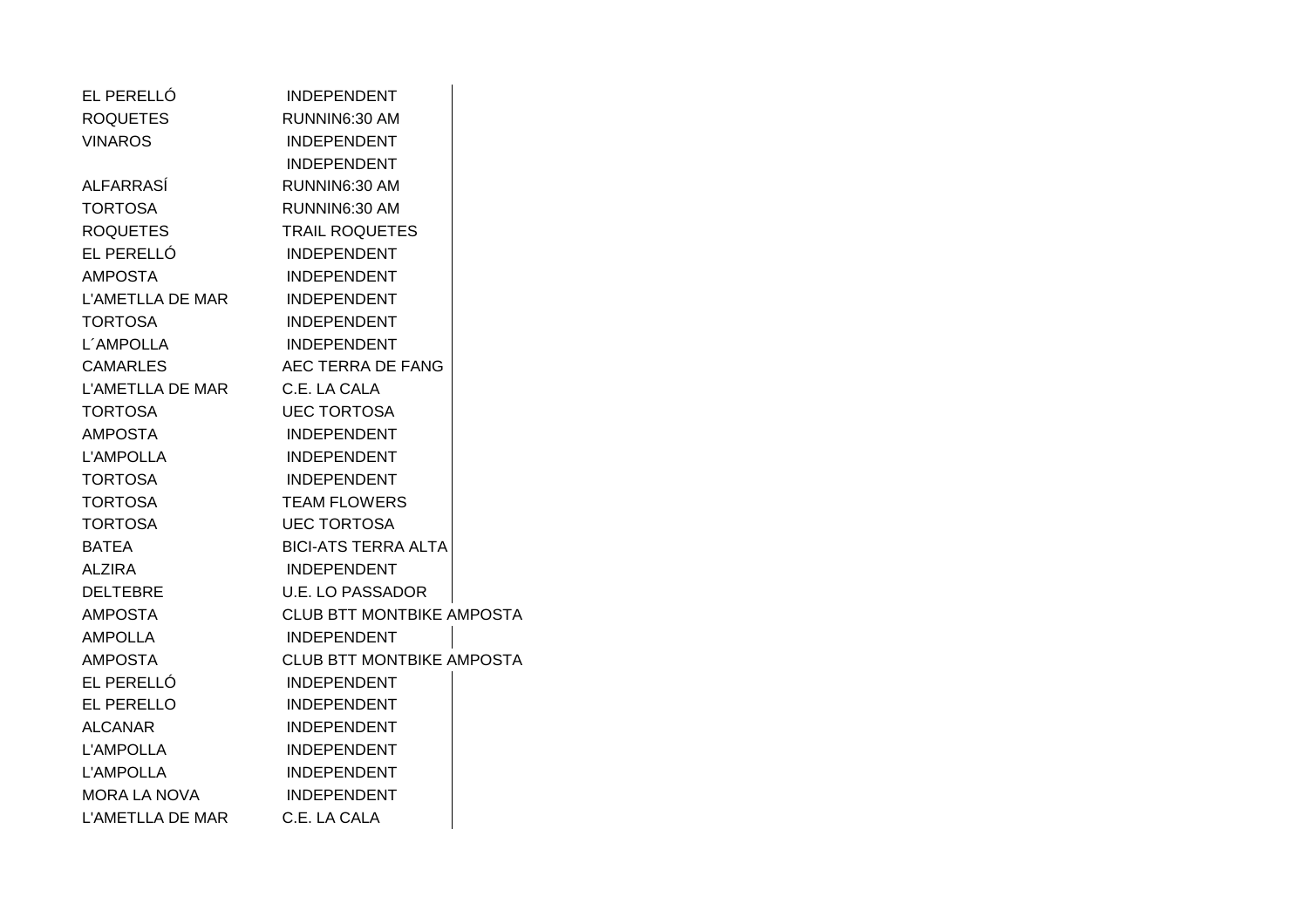| | |
|---|---|
| EL PERELLÓ | INDEPENDENT |
| ROQUETES | RUNNIN6:30 AM |
| VINAROS | INDEPENDENT |
| | INDEPENDENT |
| ALFARRASÍ | RUNNIN6:30 AM |
| TORTOSA | RUNNIN6:30 AM |
| ROQUETES | TRAIL ROQUETES |
| EL PERELLÓ | INDEPENDENT |
| AMPOSTA | INDEPENDENT |
| L'AMETLLA DE MAR | INDEPENDENT |
| TORTOSA | INDEPENDENT |
| L´AMPOLLA | INDEPENDENT |
| CAMARLES | AEC TERRA DE FANG |
| L'AMETLLA DE MAR | C.E. LA CALA |
| TORTOSA | UEC TORTOSA |
| AMPOSTA | INDEPENDENT |
| L'AMPOLLA | INDEPENDENT |
| TORTOSA | INDEPENDENT |
| TORTOSA | TEAM FLOWERS |
| TORTOSA | UEC TORTOSA |
| BATEA | BICI-ATS TERRA ALTA |
| ALZIRA | INDEPENDENT |
| DELTEBRE | U.E. LO PASSADOR |
| AMPOSTA | CLUB BTT MONTBIKE AMPOSTA |
| AMPOLLA | INDEPENDENT |
| AMPOSTA | CLUB BTT MONTBIKE AMPOSTA |
| EL PERELLÓ | INDEPENDENT |
| EL PERELLO | INDEPENDENT |
| ALCANAR | INDEPENDENT |
| L'AMPOLLA | INDEPENDENT |
| L'AMPOLLA | INDEPENDENT |
| MORA LA NOVA | INDEPENDENT |
| L'AMETLLA DE MAR | C.E. LA CALA |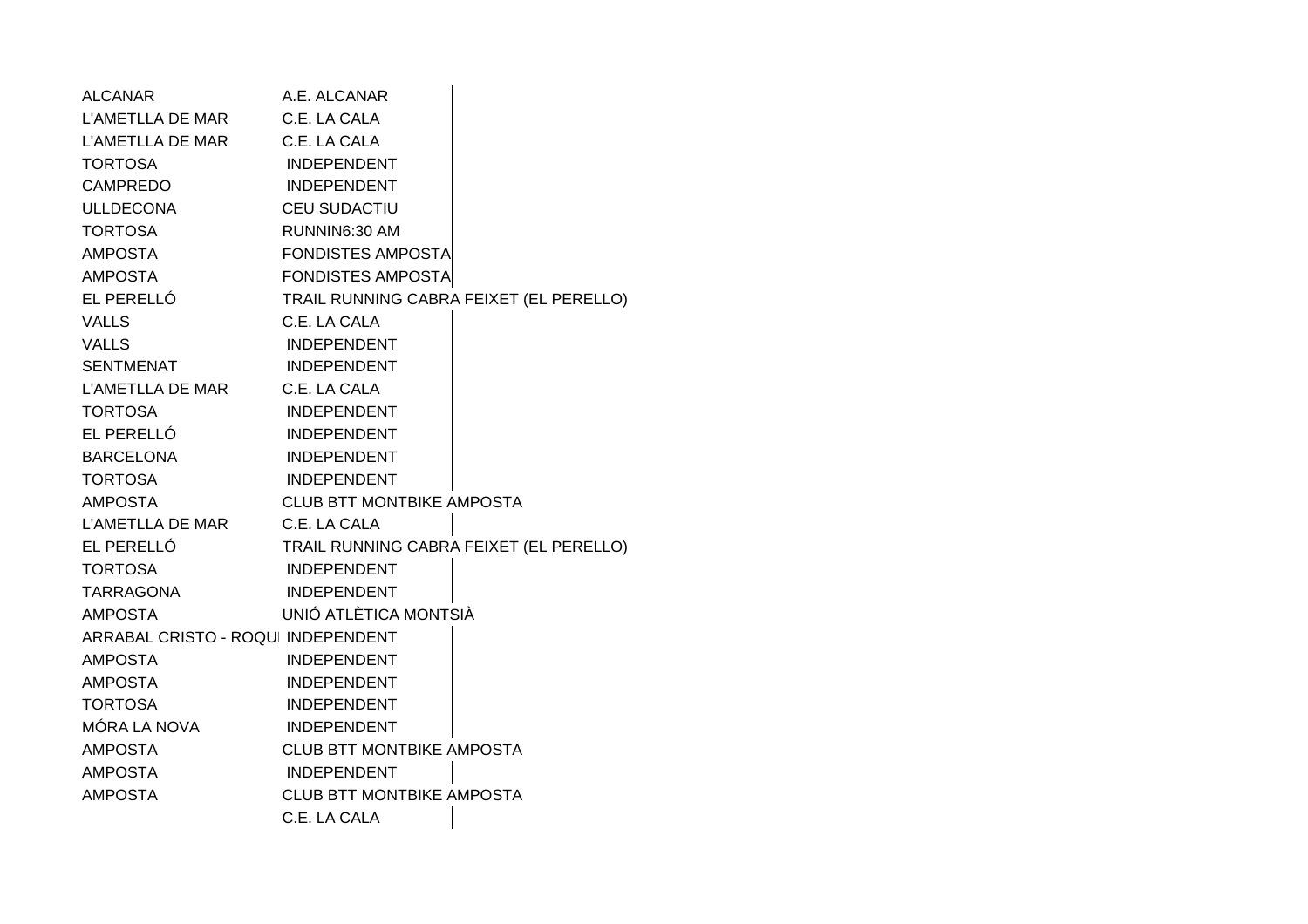| | |
|---|---|
| ALCANAR | A.E. ALCANAR |
| L'AMETLLA DE MAR | C.E. LA CALA |
| L'AMETLLA DE MAR | C.E. LA CALA |
| TORTOSA | INDEPENDENT |
| CAMPREDO | INDEPENDENT |
| ULLDECONA | CEU SUDACTIU |
| TORTOSA | RUNNIN6:30 AM |
| AMPOSTA | FONDISTES AMPOSTA |
| AMPOSTA | FONDISTES AMPOSTA |
| EL PERELLÓ | TRAIL RUNNING CABRA FEIXET (EL PERELLO) |
| VALLS | C.E. LA CALA |
| VALLS | INDEPENDENT |
| SENTMENAT | INDEPENDENT |
| L'AMETLLA DE MAR | C.E. LA CALA |
| TORTOSA | INDEPENDENT |
| EL PERELLÓ | INDEPENDENT |
| BARCELONA | INDEPENDENT |
| TORTOSA | INDEPENDENT |
| AMPOSTA | CLUB BTT MONTBIKE AMPOSTA |
| L'AMETLLA DE MAR | C.E. LA CALA |
| EL PERELLÓ | TRAIL RUNNING CABRA FEIXET (EL PERELLO) |
| TORTOSA | INDEPENDENT |
| TARRAGONA | INDEPENDENT |
| AMPOSTA | UNIÓ ATLÈTICA MONTSIÀ |
| ARRABAL CRISTO - ROQUI | INDEPENDENT |
| AMPOSTA | INDEPENDENT |
| AMPOSTA | INDEPENDENT |
| TORTOSA | INDEPENDENT |
| MÓRA LA NOVA | INDEPENDENT |
| AMPOSTA | CLUB BTT MONTBIKE AMPOSTA |
| AMPOSTA | INDEPENDENT |
| AMPOSTA | CLUB BTT MONTBIKE AMPOSTA |
| | C.E. LA CALA |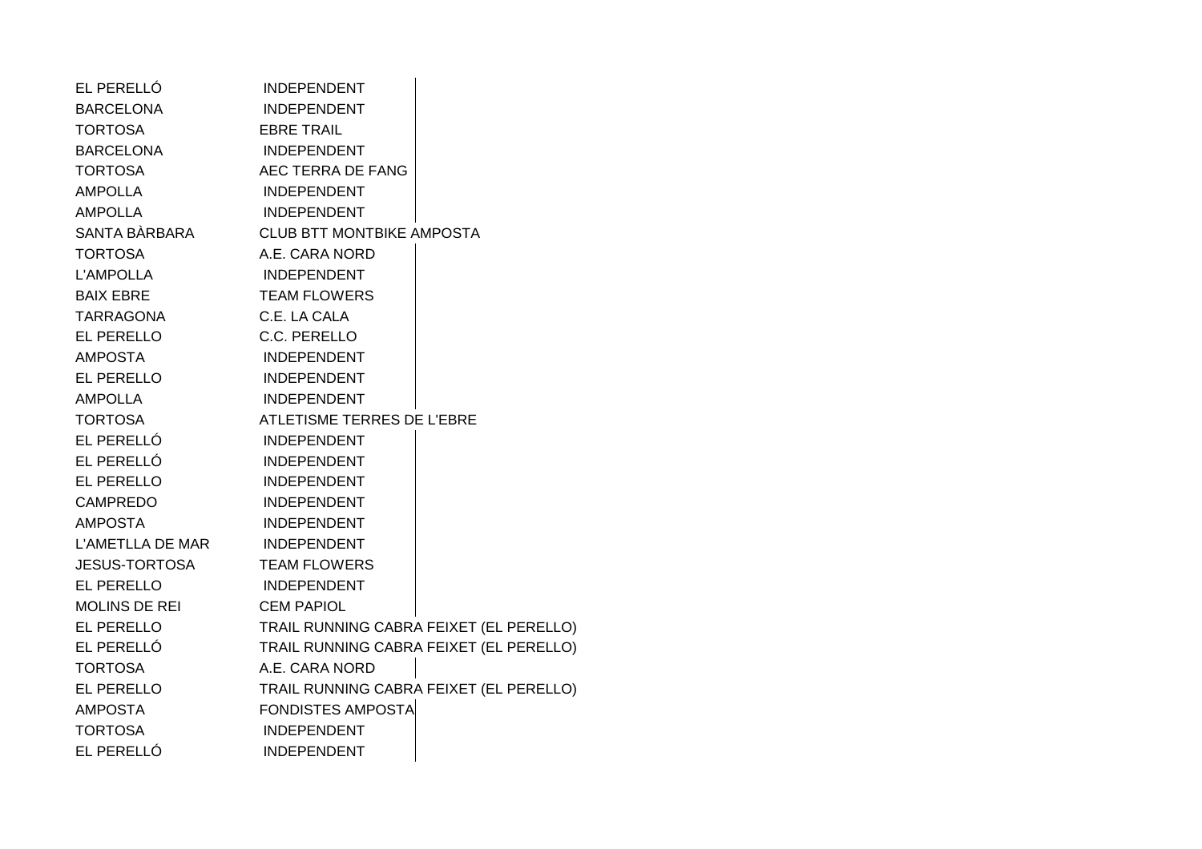| | |
|---|---|
| EL PERELLÓ | INDEPENDENT |
| BARCELONA | INDEPENDENT |
| TORTOSA | EBRE TRAIL |
| BARCELONA | INDEPENDENT |
| TORTOSA | AEC TERRA DE FANG |
| AMPOLLA | INDEPENDENT |
| AMPOLLA | INDEPENDENT |
| SANTA BÀRBARA | CLUB BTT MONTBIKE AMPOSTA |
| TORTOSA | A.E. CARA NORD |
| L'AMPOLLA | INDEPENDENT |
| BAIX EBRE | TEAM FLOWERS |
| TARRAGONA | C.E. LA CALA |
| EL PERELLO | C.C. PERELLO |
| AMPOSTA | INDEPENDENT |
| EL PERELLO | INDEPENDENT |
| AMPOLLA | INDEPENDENT |
| TORTOSA | ATLETISME TERRES DE L'EBRE |
| EL PERELLÓ | INDEPENDENT |
| EL PERELLÓ | INDEPENDENT |
| EL PERELLO | INDEPENDENT |
| CAMPREDO | INDEPENDENT |
| AMPOSTA | INDEPENDENT |
| L'AMETLLA DE MAR | INDEPENDENT |
| JESUS-TORTOSA | TEAM FLOWERS |
| EL PERELLO | INDEPENDENT |
| MOLINS DE REI | CEM PAPIOL |
| EL PERELLO | TRAIL RUNNING CABRA FEIXET (EL PERELLO) |
| EL PERELLÓ | TRAIL RUNNING CABRA FEIXET (EL PERELLO) |
| TORTOSA | A.E. CARA NORD |
| EL PERELLO | TRAIL RUNNING CABRA FEIXET (EL PERELLO) |
| AMPOSTA | FONDISTES AMPOSTA |
| TORTOSA | INDEPENDENT |
| EL PERELLÓ | INDEPENDENT |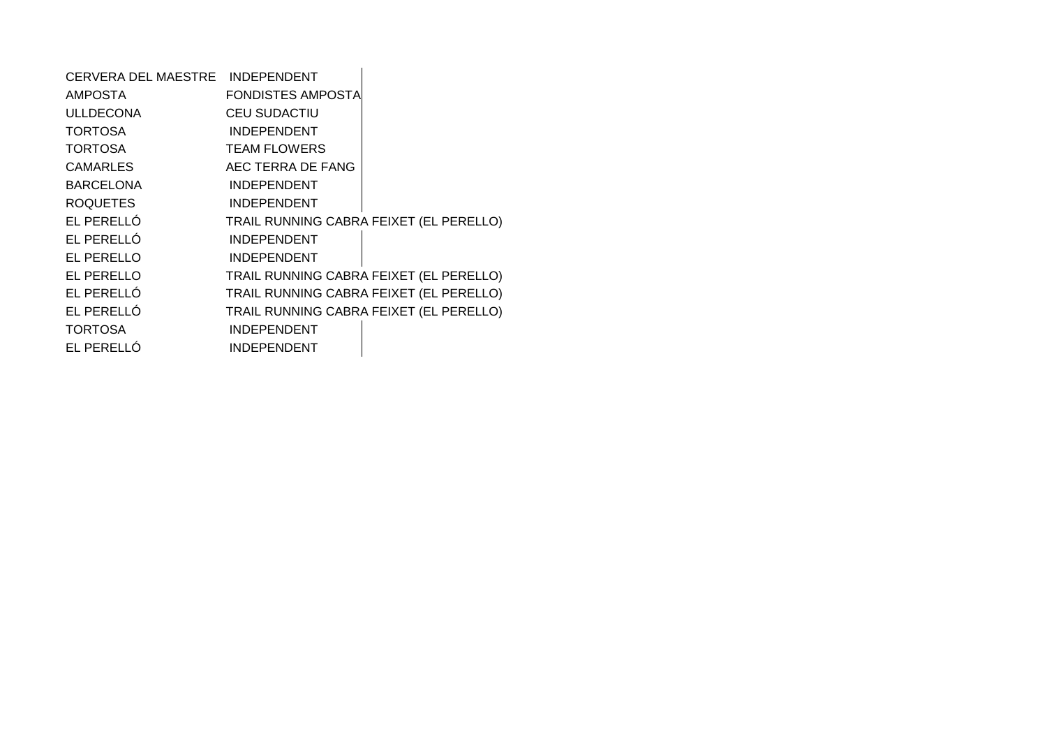| | |
|---|---|
| CERVERA DEL MAESTRE | INDEPENDENT |
| AMPOSTA | FONDISTES AMPOSTA |
| ULLDECONA | CEU SUDACTIU |
| TORTOSA | INDEPENDENT |
| TORTOSA | TEAM FLOWERS |
| CAMARLES | AEC TERRA DE FANG |
| BARCELONA | INDEPENDENT |
| ROQUETES | INDEPENDENT |
| EL PERELLÓ | TRAIL RUNNING CABRA FEIXET (EL PERELLO) |
| EL PERELLÓ | INDEPENDENT |
| EL PERELLO | INDEPENDENT |
| EL PERELLO | TRAIL RUNNING CABRA FEIXET (EL PERELLO) |
| EL PERELLÓ | TRAIL RUNNING CABRA FEIXET (EL PERELLO) |
| EL PERELLÓ | TRAIL RUNNING CABRA FEIXET (EL PERELLO) |
| TORTOSA | INDEPENDENT |
| EL PERELLÓ | INDEPENDENT |